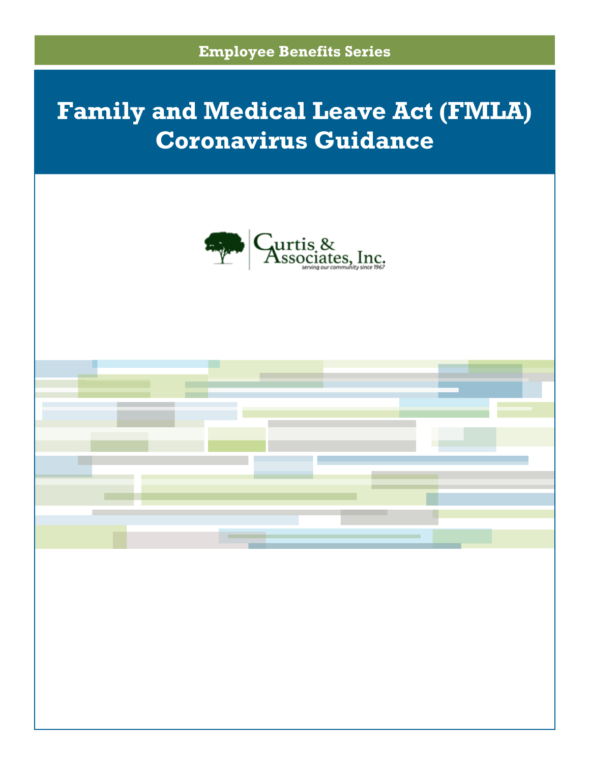Employee Benefits Series

# Family and Medical Leave Act (FMLA) Coronavirus Guidance

Curtis & Associates, Inc.

*serving our community since 1967*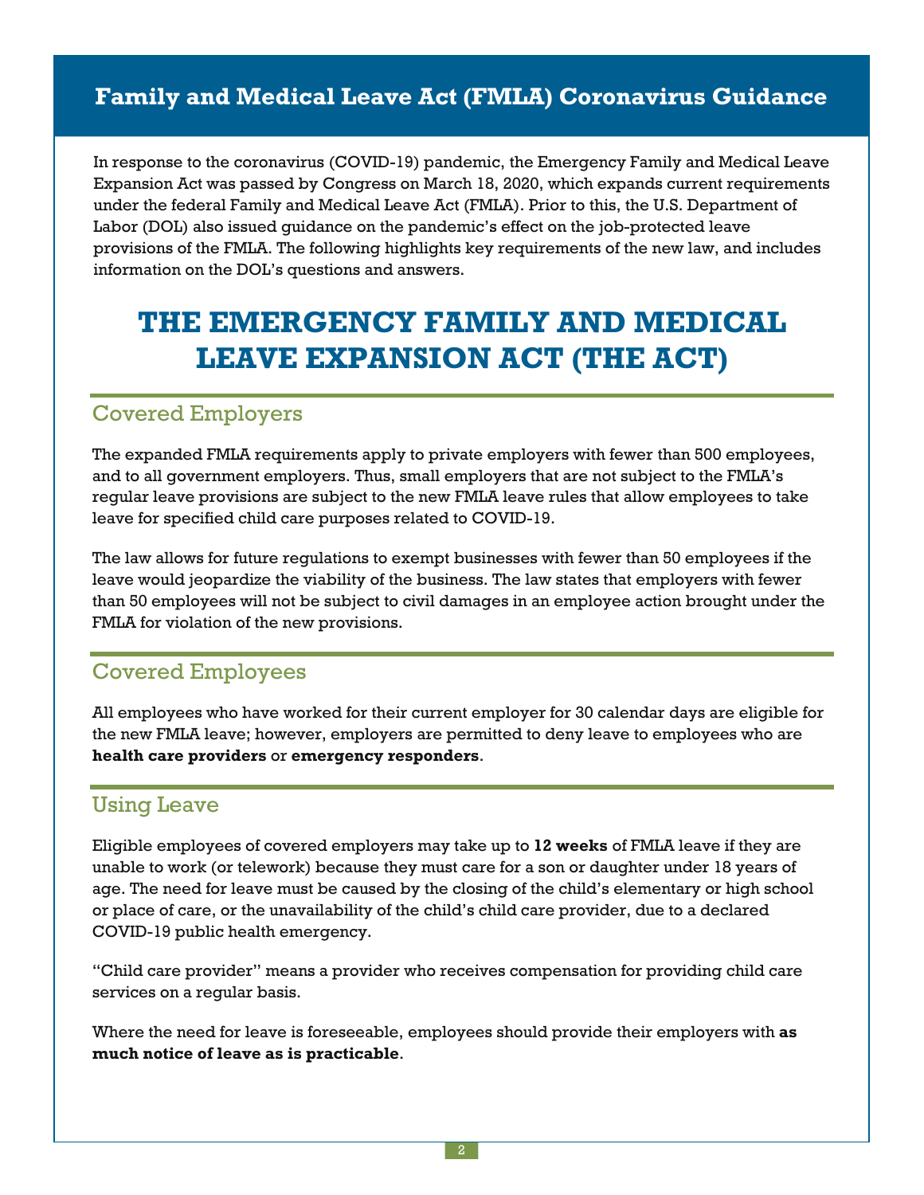## Family and Medical Leave Act (FMLA) Coronavirus Guidance

In response to the coronavirus (COVID-19) pandemic, the Emergency Family and Medical Leave Expansion Act was passed by Congress on March 18, 2020, which expands current requirements under the federal Family and Medical Leave Act (FMLA). Prior to this, the U.S. Department of Labor (DOL) also issued guidance on the pandemic's effect on the job-protected leave provisions of the FMLA. The following highlights key requirements of the new law, and includes information on the DOL's questions and answers.

# THE EMERGENCY FAMILY AND MEDICAL LEAVE EXPANSION ACT (THE ACT)

### Covered Employers

The expanded FMLA requirements apply to private employers with fewer than 500 employees, and to all government employers. Thus, small employers that are not subject to the FMLA's regular leave provisions are subject to the new FMLA leave rules that allow employees to take leave for specified child care purposes related to COVID-19.

The law allows for future regulations to exempt businesses with fewer than 50 employees if the leave would jeopardize the viability of the business. The law states that employers with fewer than 50 employees will not be subject to civil damages in an employee action brought under the FMLA for violation of the new provisions.

### Covered Employees

All employees who have worked for their current employer for 30 calendar days are eligible for the new FMLA leave; however, employers are permitted to deny leave to employees who are **health care providers** or **emergency responders**.

### Using Leave

Eligible employees of covered employers may take up to **12 weeks** of FMLA leave if they are unable to work (or telework) because they must care for a son or daughter under 18 years of age. The need for leave must be caused by the closing of the child's elementary or high school or place of care, or the unavailability of the child's child care provider, due to a declared COVID-19 public health emergency.

"Child care provider" means a provider who receives compensation for providing child care services on a regular basis.

Where the need for leave is foreseeable, employees should provide their employers with **as much notice of leave as is practicable**.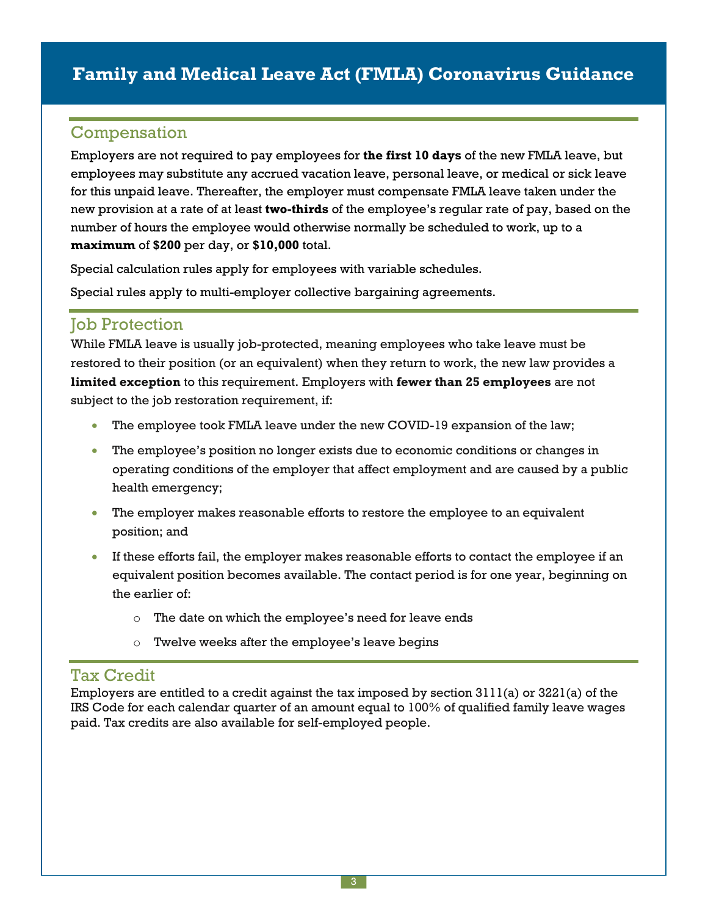# Family and Medical Leave Act (FMLA) Coronavirus Guidance

## Compensation

Employers are not required to pay employees for **the first 10 days** of the new FMLA leave, but employees may substitute any accrued vacation leave, personal leave, or medical or sick leave for this unpaid leave. Thereafter, the employer must compensate FMLA leave taken under the new provision at a rate of at least **two-thirds** of the employee's regular rate of pay, based on the number of hours the employee would otherwise normally be scheduled to work, up to a **maximum** of **$200** per day, or **$10,000** total.

Special calculation rules apply for employees with variable schedules.

Special rules apply to multi-employer collective bargaining agreements.

## Job Protection

While FMLA leave is usually job-protected, meaning employees who take leave must be restored to their position (or an equivalent) when they return to work, the new law provides a **limited exception** to this requirement. Employers with **fewer than 25 employees** are not subject to the job restoration requirement, if:

- The employee took FMLA leave under the new COVID-19 expansion of the law;
- The employee's position no longer exists due to economic conditions or changes in operating conditions of the employer that affect employment and are caused by a public health emergency;
- The employer makes reasonable efforts to restore the employee to an equivalent position; and
- If these efforts fail, the employer makes reasonable efforts to contact the employee if an equivalent position becomes available. The contact period is for one year, beginning on the earlier of:
  - The date on which the employee's need for leave ends
  - Twelve weeks after the employee's leave begins

## Tax Credit

Employers are entitled to a credit against the tax imposed by section 3111(a) or 3221(a) of the IRS Code for each calendar quarter of an amount equal to 100% of qualified family leave wages paid. Tax credits are also available for self-employed people.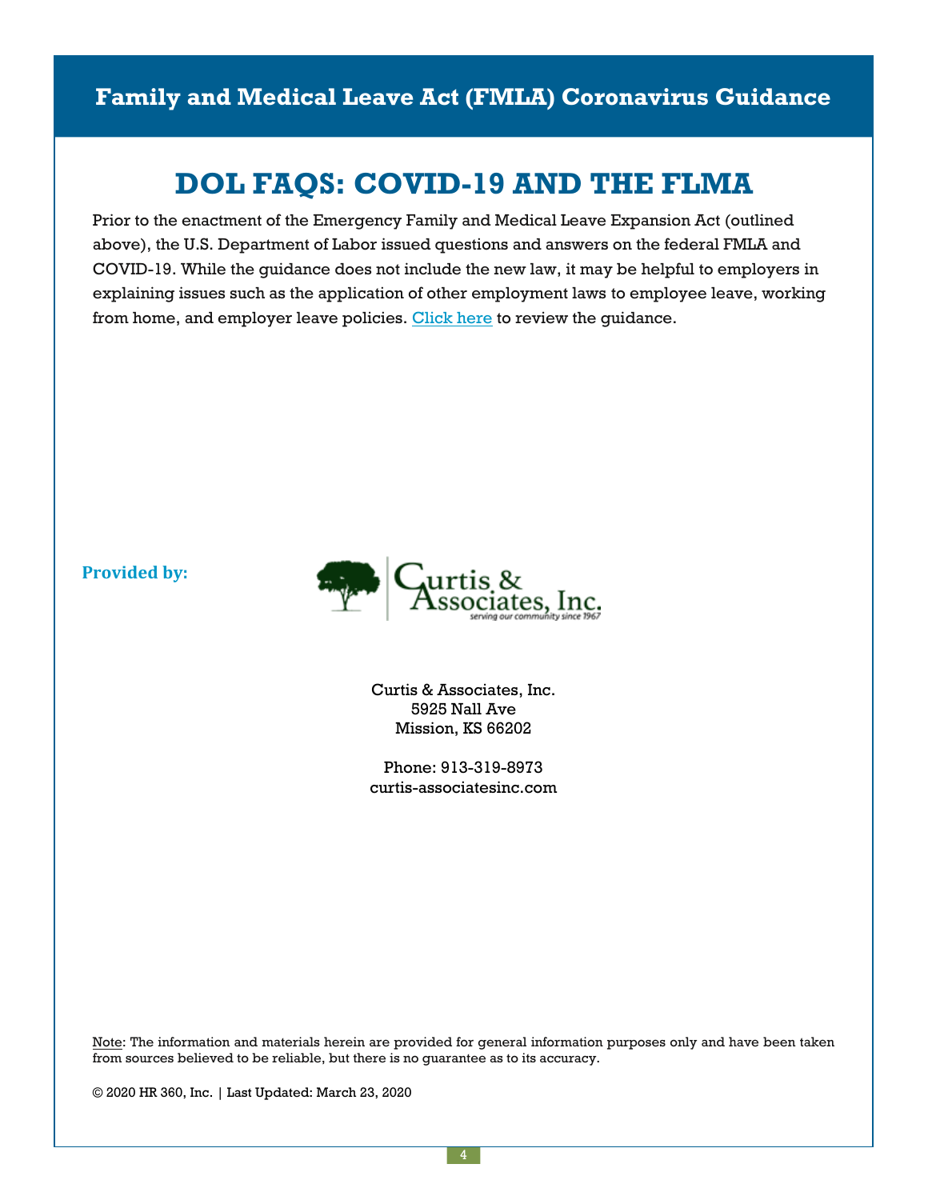## Family and Medical Leave Act (FMLA) Coronavirus Guidance

# DOL FAQS: COVID-19 AND THE FLMA

Prior to the enactment of the Emergency Family and Medical Leave Expansion Act (outlined above), the U.S. Department of Labor issued questions and answers on the federal FMLA and COVID-19. While the guidance does not include the new law, it may be helpful to employers in explaining issues such as the application of other employment laws to employee leave, working from home, and employer leave policies. Click here to review the guidance.

**Provided by:**

Curtis & Associates, Inc.
serving our community since 1967

Curtis & Associates, Inc.
5925 Nall Ave
Mission, KS 66202

Phone: 913-319-8973
curtis-associatesinc.com

Note: The information and materials herein are provided for general information purposes only and have been taken from sources believed to be reliable, but there is no guarantee as to its accuracy.

© 2020 HR 360, Inc. | Last Updated: March 23, 2020